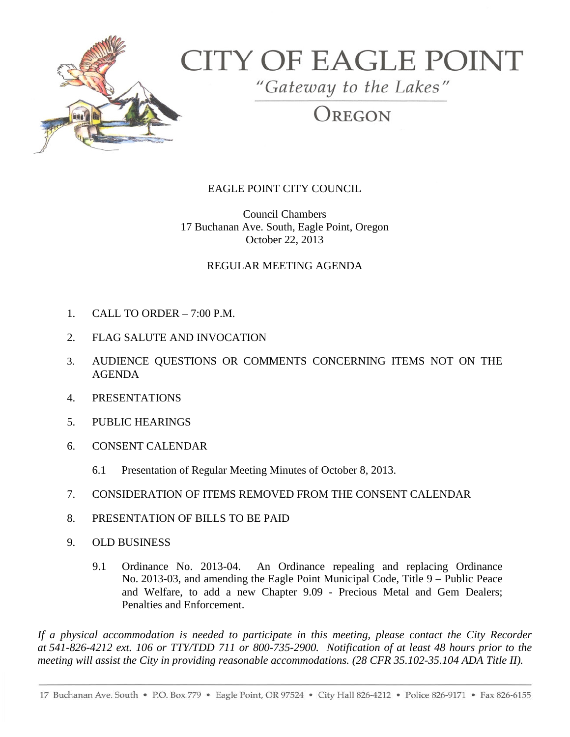# CITY OF EAGLE POINT

*"Gateway to the Lakes"*

OREGON

EAGLE POINT CITY COUNCIL

Council Chambers
17 Buchanan Ave. South, Eagle Point, Oregon
October 22, 2013

REGULAR MEETING AGENDA

1. CALL TO ORDER – 7:00 P.M.
2. FLAG SALUTE AND INVOCATION
3. AUDIENCE QUESTIONS OR COMMENTS CONCERNING ITEMS NOT ON THE AGENDA
4. PRESENTATIONS
5. PUBLIC HEARINGS
6. CONSENT CALENDAR
   - 6.1 Presentation of Regular Meeting Minutes of October 8, 2013.
7. CONSIDERATION OF ITEMS REMOVED FROM THE CONSENT CALENDAR
8. PRESENTATION OF BILLS TO BE PAID
9. OLD BUSINESS
   - 9.1 Ordinance No. 2013-04. An Ordinance repealing and replacing Ordinance No. 2013-03, and amending the Eagle Point Municipal Code, Title 9 – Public Peace and Welfare, to add a new Chapter 9.09 - Precious Metal and Gem Dealers; Penalties and Enforcement.

*If a physical accommodation is needed to participate in this meeting, please contact the City Recorder at 541-826-4212 ext. 106 or TTY/TDD 711 or 800-735-2900. Notification of at least 48 hours prior to the meeting will assist the City in providing reasonable accommodations. (28 CFR 35.102-35.104 ADA Title II).*

17 Buchanan Ave. South • P.O. Box 779 • Eagle Point, OR 97524 • City Hall 826-4212 • Police 826-9171 • Fax 826-6155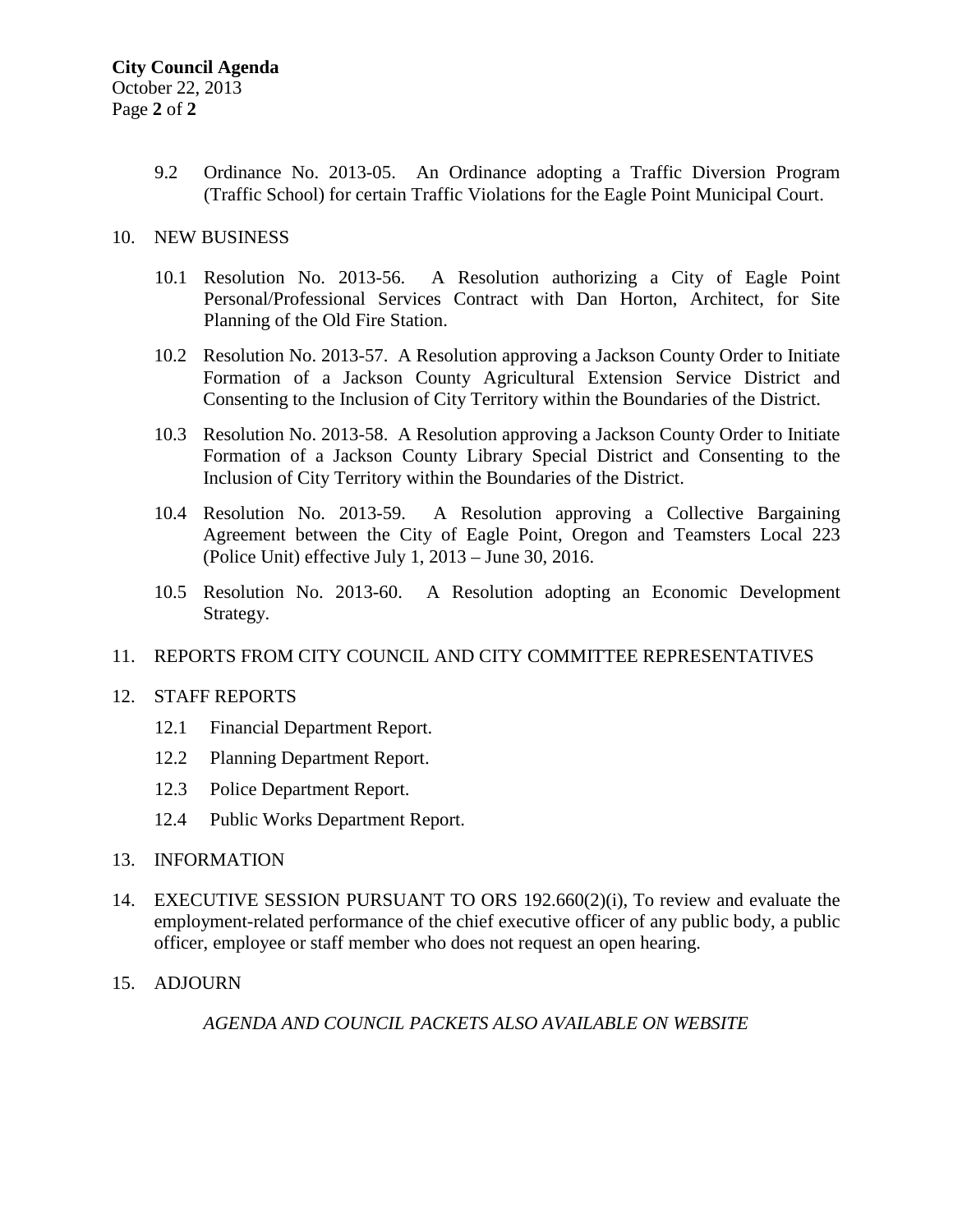9.2 Ordinance No. 2013-05. An Ordinance adopting a Traffic Diversion Program (Traffic School) for certain Traffic Violations for the Eagle Point Municipal Court.

10. NEW BUSINESS

   10.1 Resolution No. 2013-56. A Resolution authorizing a City of Eagle Point Personal/Professional Services Contract with Dan Horton, Architect, for Site Planning of the Old Fire Station.

   10.2 Resolution No. 2013-57. A Resolution approving a Jackson County Order to Initiate Formation of a Jackson County Agricultural Extension Service District and Consenting to the Inclusion of City Territory within the Boundaries of the District.

   10.3 Resolution No. 2013-58. A Resolution approving a Jackson County Order to Initiate Formation of a Jackson County Library Special District and Consenting to the Inclusion of City Territory within the Boundaries of the District.

   10.4 Resolution No. 2013-59. A Resolution approving a Collective Bargaining Agreement between the City of Eagle Point, Oregon and Teamsters Local 223 (Police Unit) effective July 1, 2013 – June 30, 2016.

   10.5 Resolution No. 2013-60. A Resolution adopting an Economic Development Strategy.

11. REPORTS FROM CITY COUNCIL AND CITY COMMITTEE REPRESENTATIVES

12. STAFF REPORTS

   12.1 Financial Department Report.

   12.2 Planning Department Report.

   12.3 Police Department Report.

   12.4 Public Works Department Report.

13. INFORMATION

14. EXECUTIVE SESSION PURSUANT TO ORS 192.660(2)(i), To review and evaluate the employment-related performance of the chief executive officer of any public body, a public officer, employee or staff member who does not request an open hearing.

15. ADJOURN

*AGENDA AND COUNCIL PACKETS ALSO AVAILABLE ON WEBSITE*